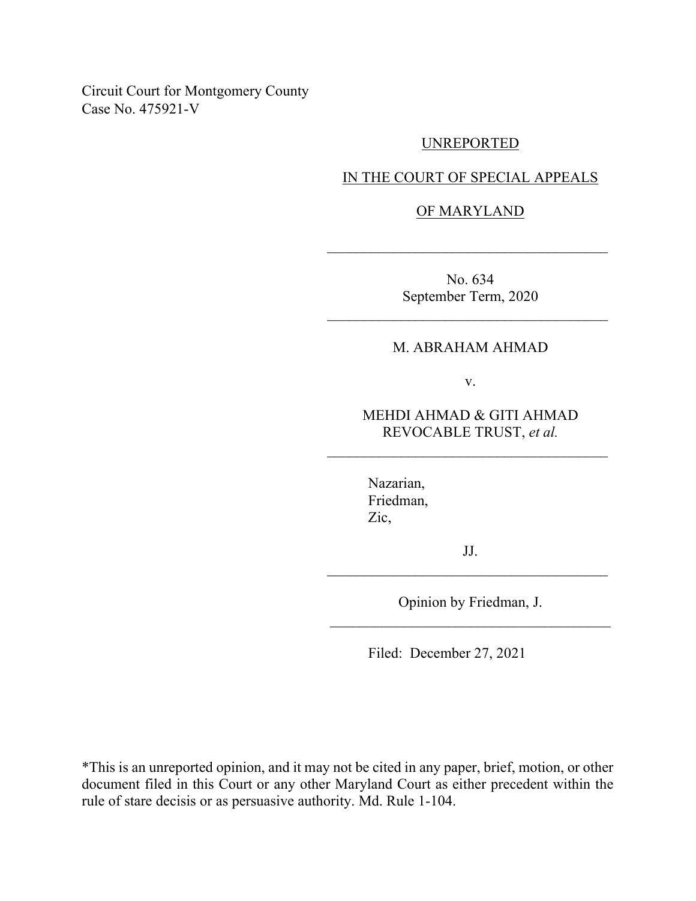Circuit Court for Montgomery County
Case No. 475921-V

UNREPORTED

IN THE COURT OF SPECIAL APPEALS

OF MARYLAND

---

No. 634
September Term, 2020

---

M. ABRAHAM AHMAD

v.

MEHDI AHMAD & GITI AHMAD REVOCABLE TRUST, *et al.*

---

Nazarian,
Friedman,
Zic,

JJ.

---

Opinion by Friedman, J.

---

Filed: December 27, 2021

*This is an unreported opinion, and it may not be cited in any paper, brief, motion, or other document filed in this Court or any other Maryland Court as either precedent within the rule of stare decisis or as persuasive authority. Md. Rule 1-104.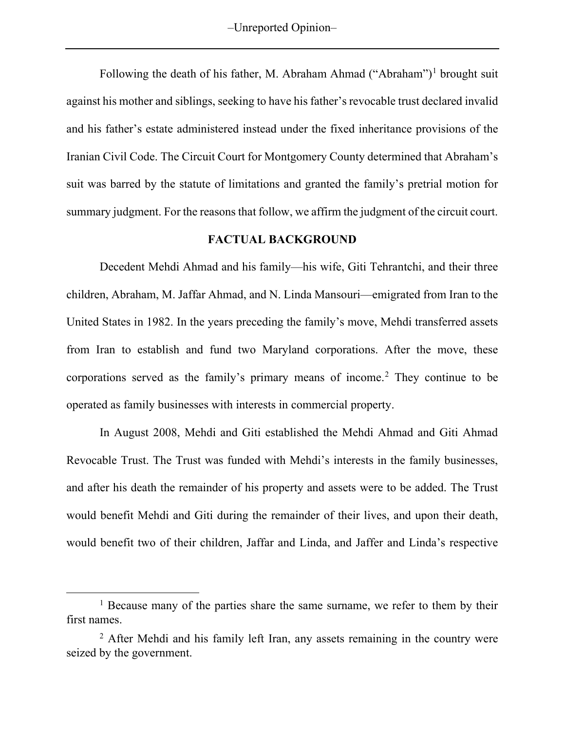Following the death of his father, M. Abraham Ahmad ("Abraham")[1] brought suit against his mother and siblings, seeking to have his father's revocable trust declared invalid and his father's estate administered instead under the fixed inheritance provisions of the Iranian Civil Code. The Circuit Court for Montgomery County determined that Abraham's suit was barred by the statute of limitations and granted the family's pretrial motion for summary judgment. For the reasons that follow, we affirm the judgment of the circuit court.

## FACTUAL BACKGROUND

Decedent Mehdi Ahmad and his family—his wife, Giti Tehrantchi, and their three children, Abraham, M. Jaffar Ahmad, and N. Linda Mansouri—emigrated from Iran to the United States in 1982. In the years preceding the family's move, Mehdi transferred assets from Iran to establish and fund two Maryland corporations. After the move, these corporations served as the family's primary means of income.[2] They continue to be operated as family businesses with interests in commercial property.

In August 2008, Mehdi and Giti established the Mehdi Ahmad and Giti Ahmad Revocable Trust. The Trust was funded with Mehdi's interests in the family businesses, and after his death the remainder of his property and assets were to be added. The Trust would benefit Mehdi and Giti during the remainder of their lives, and upon their death, would benefit two of their children, Jaffar and Linda, and Jaffer and Linda's respective

---

[1] Because many of the parties share the same surname, we refer to them by their first names.

[2] After Mehdi and his family left Iran, any assets remaining in the country were seized by the government.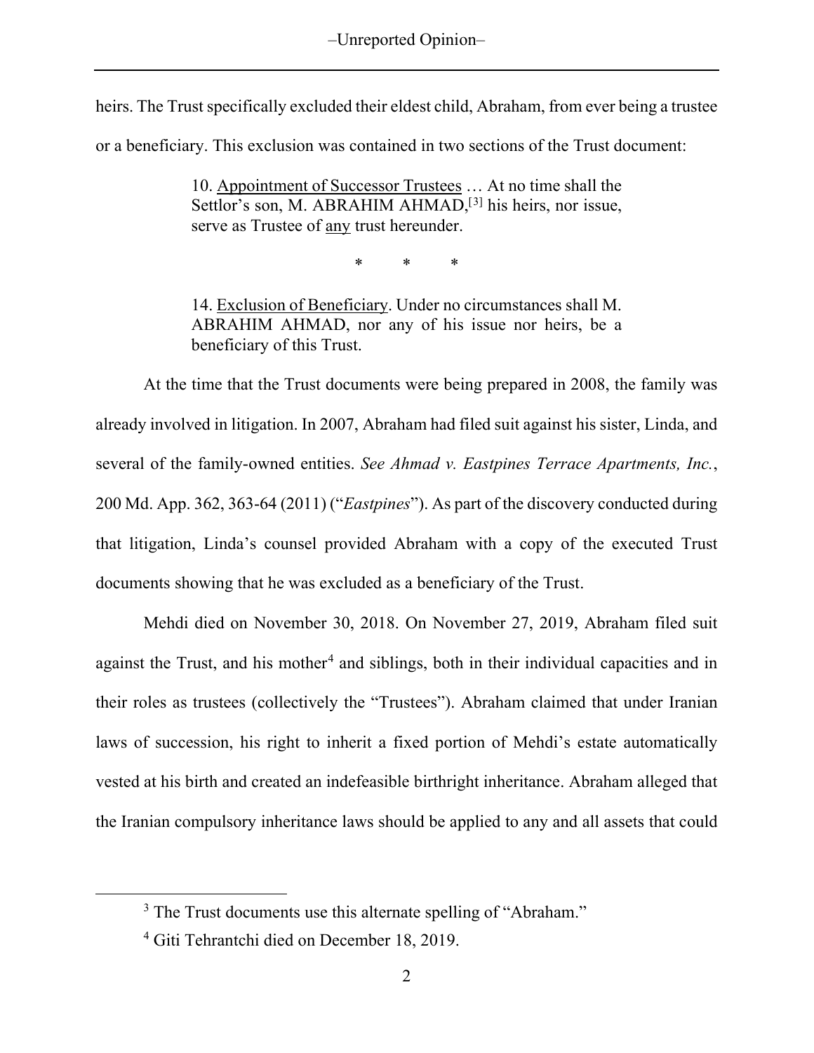heirs. The Trust specifically excluded their eldest child, Abraham, from ever being a trustee or a beneficiary. This exclusion was contained in two sections of the Trust document:

> 10. Appointment of Successor Trustees … At no time shall the Settlor's son, M. ABRAHIM AHMAD,[3] his heirs, nor issue, serve as Trustee of any trust hereunder.
>
> \* \* \*
>
> 14. Exclusion of Beneficiary. Under no circumstances shall M. ABRAHIM AHMAD, nor any of his issue nor heirs, be a beneficiary of this Trust.

At the time that the Trust documents were being prepared in 2008, the family was already involved in litigation. In 2007, Abraham had filed suit against his sister, Linda, and several of the family-owned entities. *See Ahmad v. Eastpines Terrace Apartments, Inc.*, 200 Md. App. 362, 363-64 (2011) ("*Eastpines*"). As part of the discovery conducted during that litigation, Linda's counsel provided Abraham with a copy of the executed Trust documents showing that he was excluded as a beneficiary of the Trust.

Mehdi died on November 30, 2018. On November 27, 2019, Abraham filed suit against the Trust, and his mother[4] and siblings, both in their individual capacities and in their roles as trustees (collectively the "Trustees"). Abraham claimed that under Iranian laws of succession, his right to inherit a fixed portion of Mehdi's estate automatically vested at his birth and created an indefeasible birthright inheritance. Abraham alleged that the Iranian compulsory inheritance laws should be applied to any and all assets that could

[3] The Trust documents use this alternate spelling of "Abraham."

[4] Giti Tehrantchi died on December 18, 2019.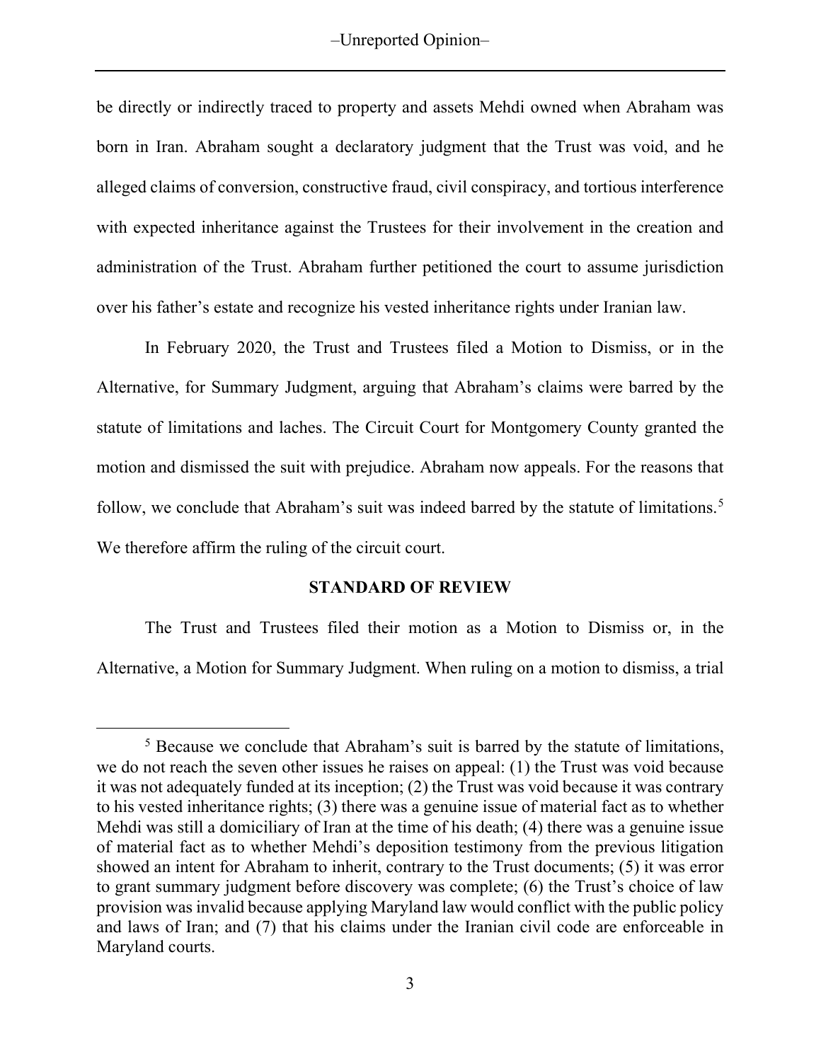be directly or indirectly traced to property and assets Mehdi owned when Abraham was born in Iran. Abraham sought a declaratory judgment that the Trust was void, and he alleged claims of conversion, constructive fraud, civil conspiracy, and tortious interference with expected inheritance against the Trustees for their involvement in the creation and administration of the Trust. Abraham further petitioned the court to assume jurisdiction over his father's estate and recognize his vested inheritance rights under Iranian law.

In February 2020, the Trust and Trustees filed a Motion to Dismiss, or in the Alternative, for Summary Judgment, arguing that Abraham's claims were barred by the statute of limitations and laches. The Circuit Court for Montgomery County granted the motion and dismissed the suit with prejudice. Abraham now appeals. For the reasons that follow, we conclude that Abraham's suit was indeed barred by the statute of limitations.[5] We therefore affirm the ruling of the circuit court.

**STANDARD OF REVIEW**

The Trust and Trustees filed their motion as a Motion to Dismiss or, in the Alternative, a Motion for Summary Judgment. When ruling on a motion to dismiss, a trial

---

[5] Because we conclude that Abraham's suit is barred by the statute of limitations, we do not reach the seven other issues he raises on appeal: (1) the Trust was void because it was not adequately funded at its inception; (2) the Trust was void because it was contrary to his vested inheritance rights; (3) there was a genuine issue of material fact as to whether Mehdi was still a domiciliary of Iran at the time of his death; (4) there was a genuine issue of material fact as to whether Mehdi's deposition testimony from the previous litigation showed an intent for Abraham to inherit, contrary to the Trust documents; (5) it was error to grant summary judgment before discovery was complete; (6) the Trust's choice of law provision was invalid because applying Maryland law would conflict with the public policy and laws of Iran; and (7) that his claims under the Iranian civil code are enforceable in Maryland courts.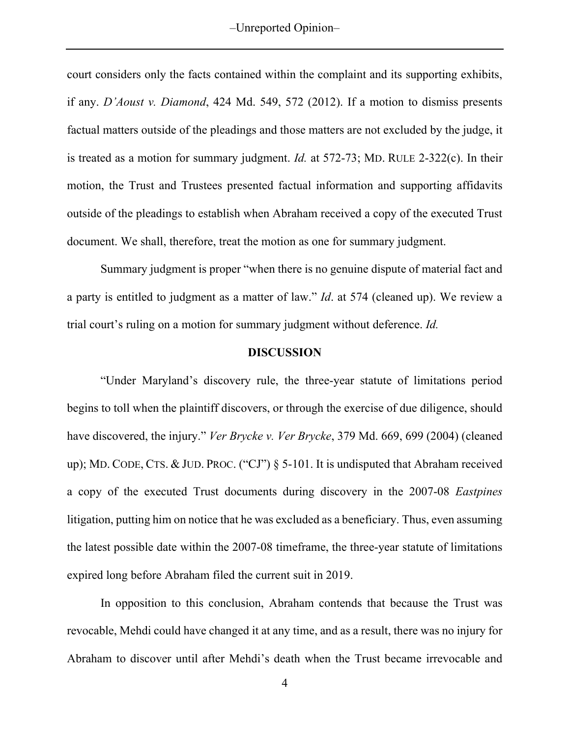court considers only the facts contained within the complaint and its supporting exhibits, if any. *D'Aoust v. Diamond*, 424 Md. 549, 572 (2012). If a motion to dismiss presents factual matters outside of the pleadings and those matters are not excluded by the judge, it is treated as a motion for summary judgment. *Id.* at 572-73; MD. RULE 2-322(c). In their motion, the Trust and Trustees presented factual information and supporting affidavits outside of the pleadings to establish when Abraham received a copy of the executed Trust document. We shall, therefore, treat the motion as one for summary judgment.

Summary judgment is proper "when there is no genuine dispute of material fact and a party is entitled to judgment as a matter of law." *Id*. at 574 (cleaned up). We review a trial court's ruling on a motion for summary judgment without deference. *Id.*

## DISCUSSION

"Under Maryland's discovery rule, the three-year statute of limitations period begins to toll when the plaintiff discovers, or through the exercise of due diligence, should have discovered, the injury." *Ver Brycke v. Ver Brycke*, 379 Md. 669, 699 (2004) (cleaned up); MD. CODE, CTS. & JUD. PROC. ("CJ") § 5-101. It is undisputed that Abraham received a copy of the executed Trust documents during discovery in the 2007-08 *Eastpines* litigation, putting him on notice that he was excluded as a beneficiary. Thus, even assuming the latest possible date within the 2007-08 timeframe, the three-year statute of limitations expired long before Abraham filed the current suit in 2019.

In opposition to this conclusion, Abraham contends that because the Trust was revocable, Mehdi could have changed it at any time, and as a result, there was no injury for Abraham to discover until after Mehdi's death when the Trust became irrevocable and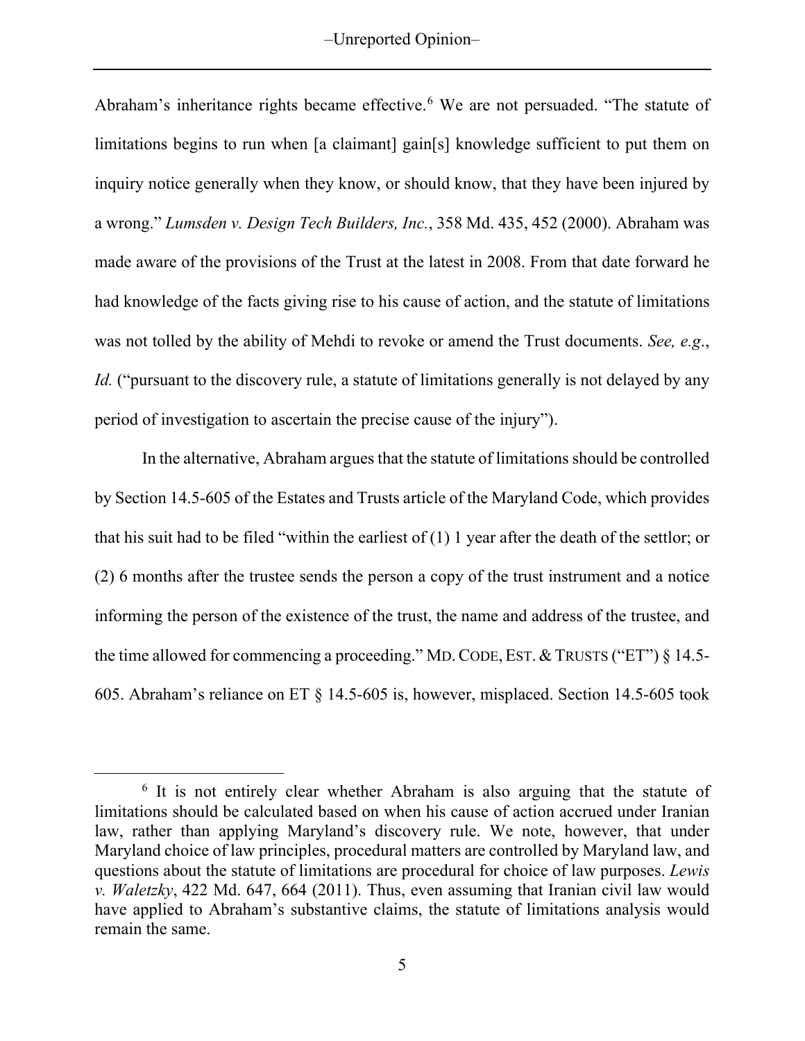Abraham's inheritance rights became effective.[6] We are not persuaded. "The statute of limitations begins to run when [a claimant] gain[s] knowledge sufficient to put them on inquiry notice generally when they know, or should know, that they have been injured by a wrong." *Lumsden v. Design Tech Builders, Inc.*, 358 Md. 435, 452 (2000). Abraham was made aware of the provisions of the Trust at the latest in 2008. From that date forward he had knowledge of the facts giving rise to his cause of action, and the statute of limitations was not tolled by the ability of Mehdi to revoke or amend the Trust documents. *See, e.g.*, *Id.* ("pursuant to the discovery rule, a statute of limitations generally is not delayed by any period of investigation to ascertain the precise cause of the injury").

In the alternative, Abraham argues that the statute of limitations should be controlled by Section 14.5-605 of the Estates and Trusts article of the Maryland Code, which provides that his suit had to be filed "within the earliest of (1) 1 year after the death of the settlor; or (2) 6 months after the trustee sends the person a copy of the trust instrument and a notice informing the person of the existence of the trust, the name and address of the trustee, and the time allowed for commencing a proceeding." MD. CODE, EST. & TRUSTS ("ET") § 14.5-605. Abraham's reliance on ET § 14.5-605 is, however, misplaced. Section 14.5-605 took

---

[6] It is not entirely clear whether Abraham is also arguing that the statute of limitations should be calculated based on when his cause of action accrued under Iranian law, rather than applying Maryland's discovery rule. We note, however, that under Maryland choice of law principles, procedural matters are controlled by Maryland law, and questions about the statute of limitations are procedural for choice of law purposes. *Lewis v. Waletzky*, 422 Md. 647, 664 (2011). Thus, even assuming that Iranian civil law would have applied to Abraham's substantive claims, the statute of limitations analysis would remain the same.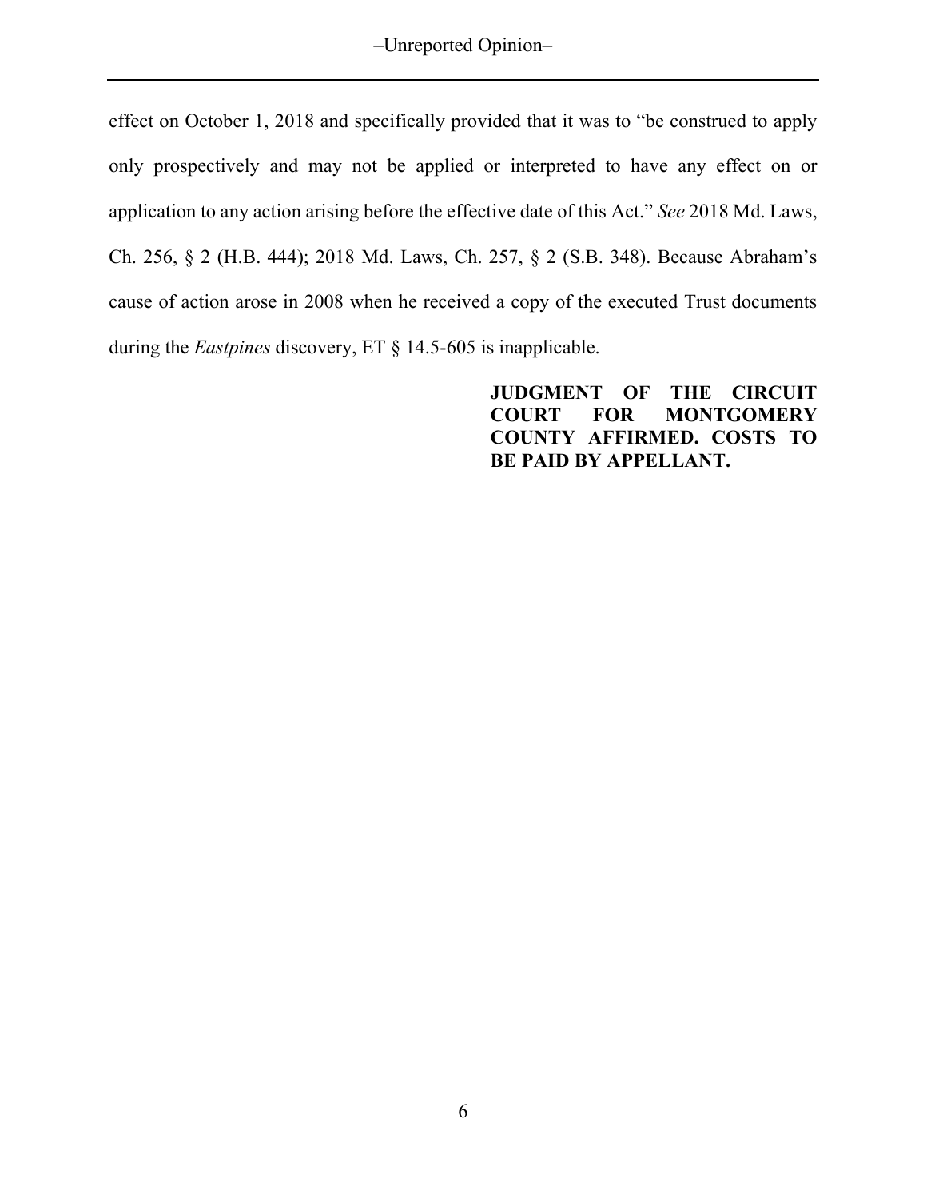effect on October 1, 2018 and specifically provided that it was to "be construed to apply only prospectively and may not be applied or interpreted to have any effect on or application to any action arising before the effective date of this Act." *See* 2018 Md. Laws, Ch. 256, § 2 (H.B. 444); 2018 Md. Laws, Ch. 257, § 2 (S.B. 348). Because Abraham's cause of action arose in 2008 when he received a copy of the executed Trust documents during the *Eastpines* discovery, ET § 14.5-605 is inapplicable.

**JUDGMENT OF THE CIRCUIT COURT FOR MONTGOMERY COUNTY AFFIRMED. COSTS TO BE PAID BY APPELLANT.**